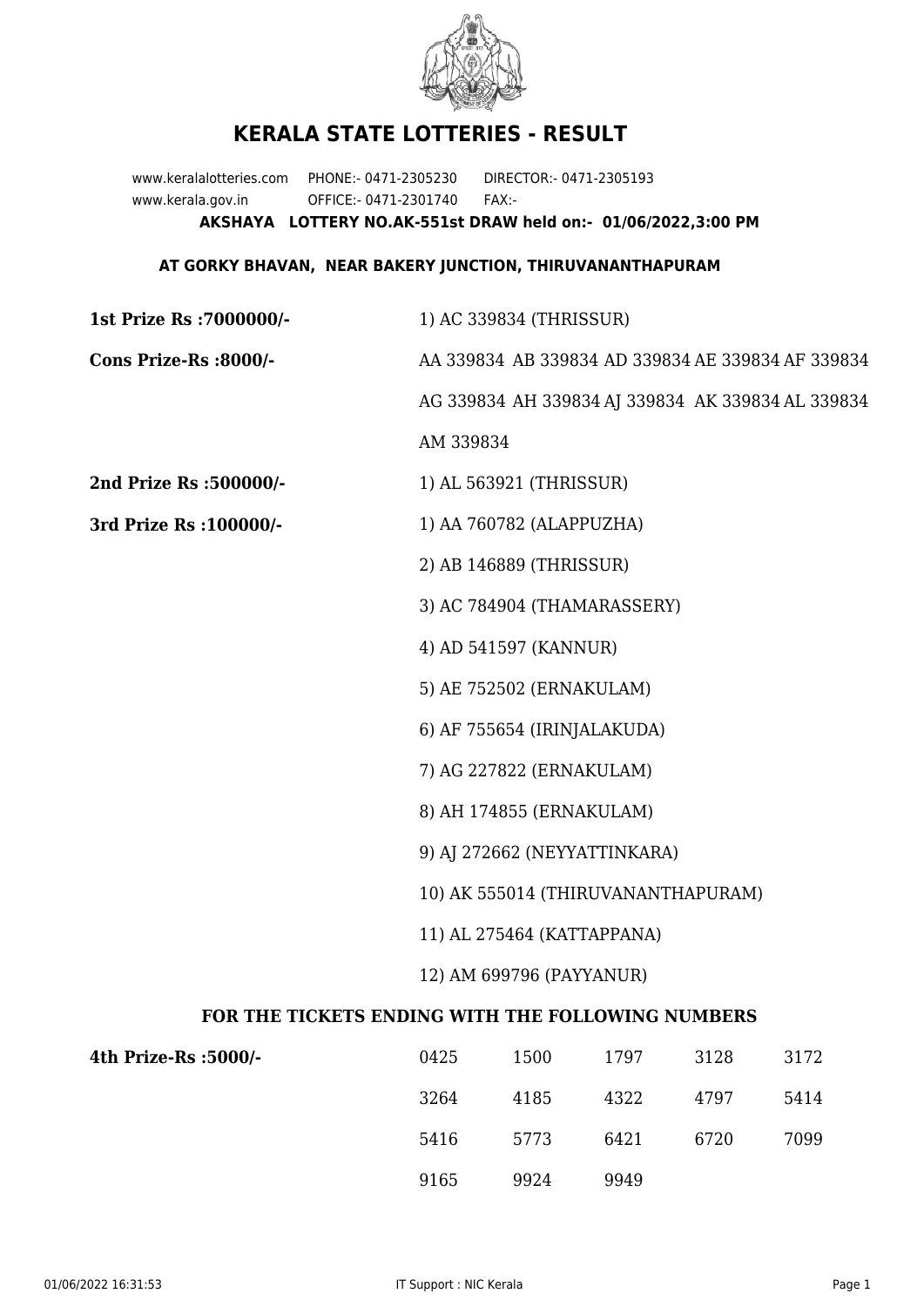# KERALA STATE LOTTERIES - RESULT

www.keralalotteries.com PHONE:- 0471-2305230 DIRECTOR:- 0471-2305193
www.kerala.gov.in OFFICE:- 0471-2301740 FAX:-

**AKSHAYA LOTTERY NO.AK-551st DRAW held on:- 01/06/2022,3:00 PM**

**AT GORKY BHAVAN, NEAR BAKERY JUNCTION, THIRUVANANTHAPURAM**

**1st Prize Rs :7000000/-** 1) AC 339834 (THRISSUR)

**Cons Prize-Rs :8000/-** AA 339834 AB 339834 AD 339834 AE 339834 AF 339834 AG 339834 AH 339834 AJ 339834 AK 339834 AL 339834 AM 339834

**2nd Prize Rs :500000/-** 1) AL 563921 (THRISSUR)

**3rd Prize Rs :100000/-**

1) AA 760782 (ALAPPUZHA)
2) AB 146889 (THRISSUR)
3) AC 784904 (THAMARASSERY)
4) AD 541597 (KANNUR)
5) AE 752502 (ERNAKULAM)
6) AF 755654 (IRINJALAKUDA)
7) AG 227822 (ERNAKULAM)
8) AH 174855 (ERNAKULAM)
9) AJ 272662 (NEYYATTINKARA)
10) AK 555014 (THIRUVANANTHAPURAM)
11) AL 275464 (KATTAPPANA)
12) AM 699796 (PAYYANUR)

**FOR THE TICKETS ENDING WITH THE FOLLOWING NUMBERS**

**4th Prize-Rs :5000/-**

| | | | | |
|---|---|---|---|---|
| 0425 | 1500 | 1797 | 3128 | 3172 |
| 3264 | 4185 | 4322 | 4797 | 5414 |
| 5416 | 5773 | 6421 | 6720 | 7099 |
| 9165 | 9924 | 9949 | | |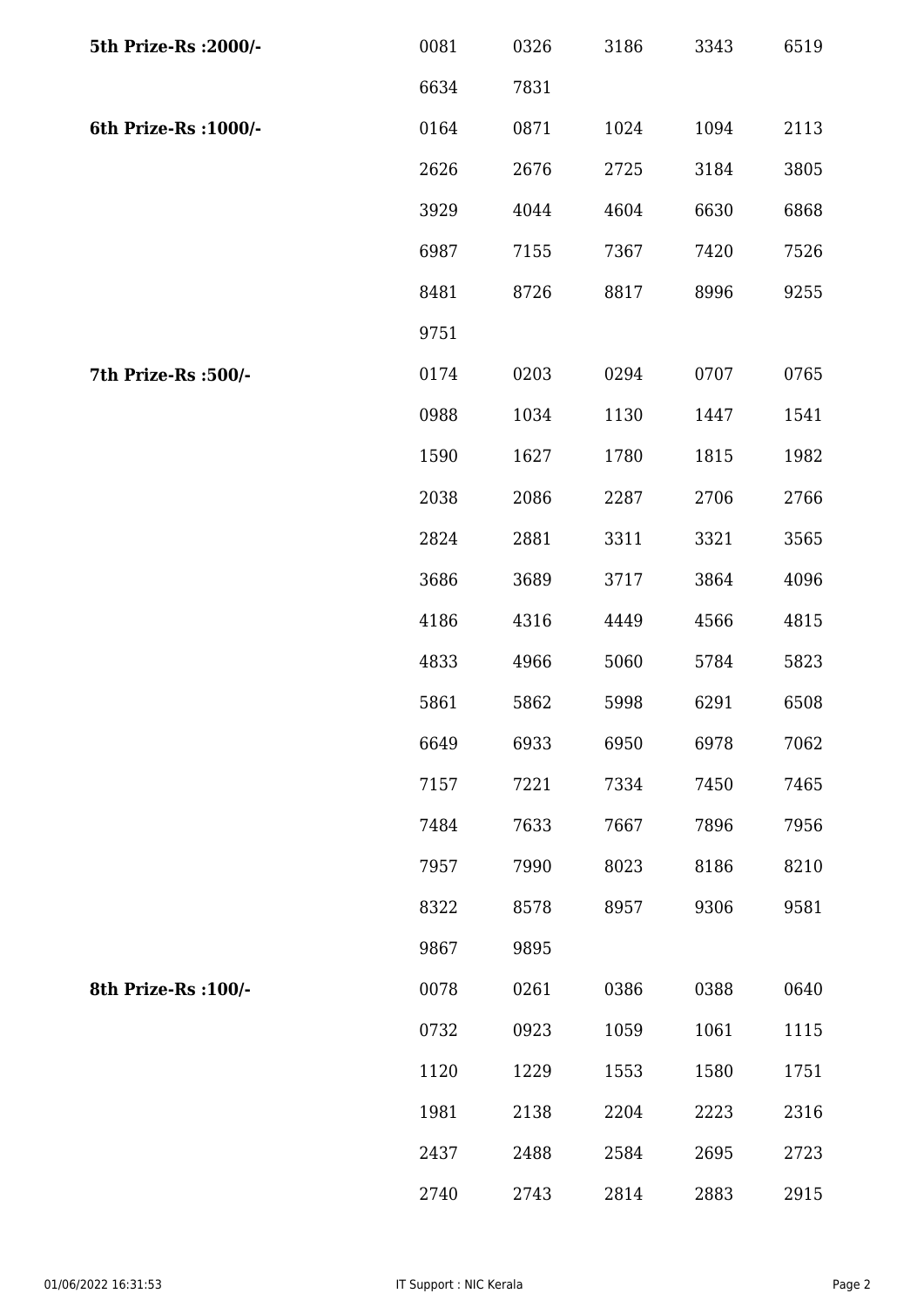| | | | | | |
|---|---|---|---|---|---|
| **5th Prize-Rs :2000/-** | 0081 | 0326 | 3186 | 3343 | 6519 |
| | 6634 | 7831 | | | |
| **6th Prize-Rs :1000/-** | 0164 | 0871 | 1024 | 1094 | 2113 |
| | 2626 | 2676 | 2725 | 3184 | 3805 |
| | 3929 | 4044 | 4604 | 6630 | 6868 |
| | 6987 | 7155 | 7367 | 7420 | 7526 |
| | 8481 | 8726 | 8817 | 8996 | 9255 |
| | 9751 | | | | |
| **7th Prize-Rs :500/-** | 0174 | 0203 | 0294 | 0707 | 0765 |
| | 0988 | 1034 | 1130 | 1447 | 1541 |
| | 1590 | 1627 | 1780 | 1815 | 1982 |
| | 2038 | 2086 | 2287 | 2706 | 2766 |
| | 2824 | 2881 | 3311 | 3321 | 3565 |
| | 3686 | 3689 | 3717 | 3864 | 4096 |
| | 4186 | 4316 | 4449 | 4566 | 4815 |
| | 4833 | 4966 | 5060 | 5784 | 5823 |
| | 5861 | 5862 | 5998 | 6291 | 6508 |
| | 6649 | 6933 | 6950 | 6978 | 7062 |
| | 7157 | 7221 | 7334 | 7450 | 7465 |
| | 7484 | 7633 | 7667 | 7896 | 7956 |
| | 7957 | 7990 | 8023 | 8186 | 8210 |
| | 8322 | 8578 | 8957 | 9306 | 9581 |
| | 9867 | 9895 | | | |
| **8th Prize-Rs :100/-** | 0078 | 0261 | 0386 | 0388 | 0640 |
| | 0732 | 0923 | 1059 | 1061 | 1115 |
| | 1120 | 1229 | 1553 | 1580 | 1751 |
| | 1981 | 2138 | 2204 | 2223 | 2316 |
| | 2437 | 2488 | 2584 | 2695 | 2723 |
| | 2740 | 2743 | 2814 | 2883 | 2915 |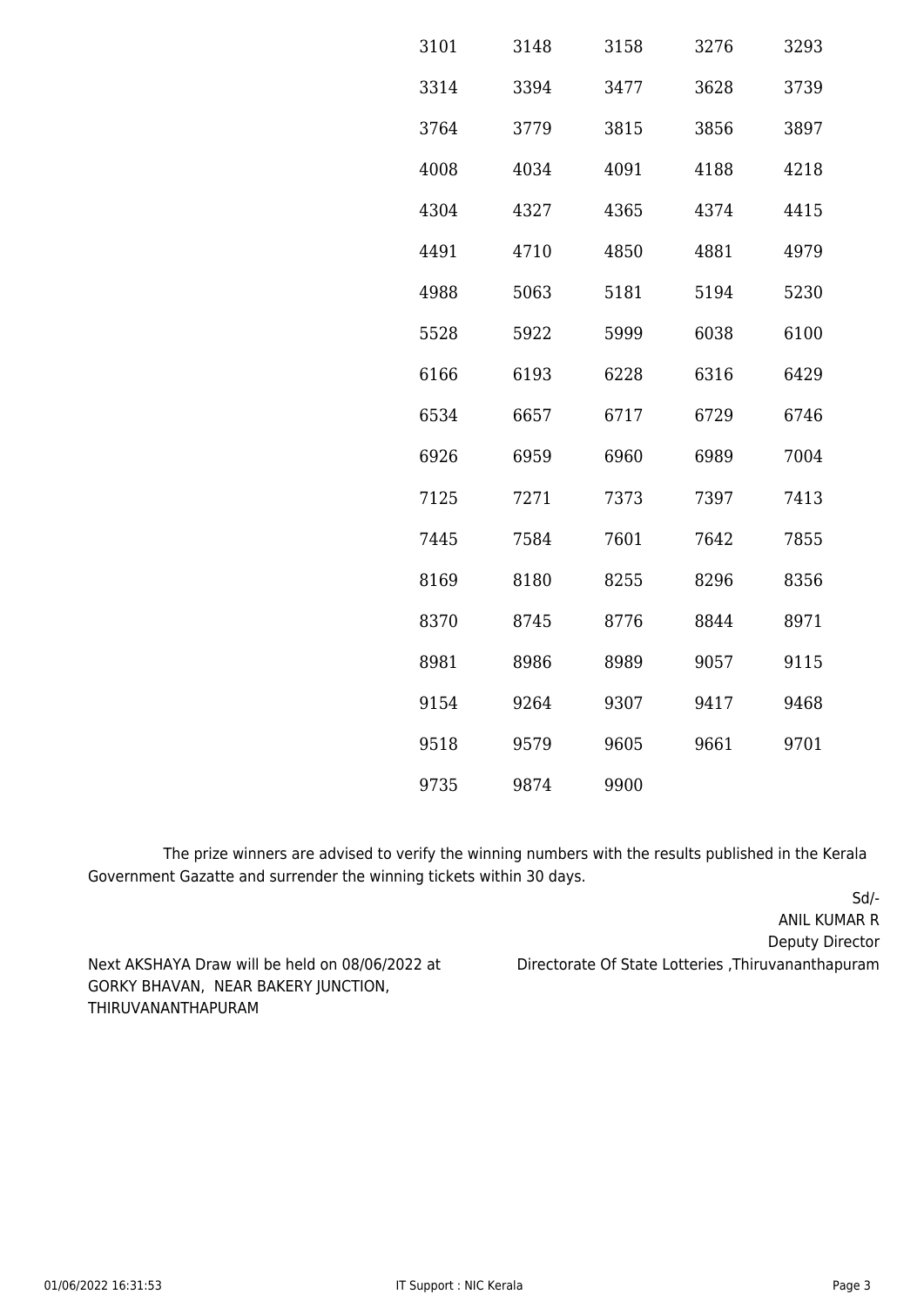| | | | | |
|---|---|---|---|---|
| 3101 | 3148 | 3158 | 3276 | 3293 |
| 3314 | 3394 | 3477 | 3628 | 3739 |
| 3764 | 3779 | 3815 | 3856 | 3897 |
| 4008 | 4034 | 4091 | 4188 | 4218 |
| 4304 | 4327 | 4365 | 4374 | 4415 |
| 4491 | 4710 | 4850 | 4881 | 4979 |
| 4988 | 5063 | 5181 | 5194 | 5230 |
| 5528 | 5922 | 5999 | 6038 | 6100 |
| 6166 | 6193 | 6228 | 6316 | 6429 |
| 6534 | 6657 | 6717 | 6729 | 6746 |
| 6926 | 6959 | 6960 | 6989 | 7004 |
| 7125 | 7271 | 7373 | 7397 | 7413 |
| 7445 | 7584 | 7601 | 7642 | 7855 |
| 8169 | 8180 | 8255 | 8296 | 8356 |
| 8370 | 8745 | 8776 | 8844 | 8971 |
| 8981 | 8986 | 8989 | 9057 | 9115 |
| 9154 | 9264 | 9307 | 9417 | 9468 |
| 9518 | 9579 | 9605 | 9661 | 9701 |
| 9735 | 9874 | 9900 | | |

The prize winners are advised to verify the winning numbers with the results published in the Kerala Government Gazatte and surrender the winning tickets within 30 days.

Sd/-
ANIL KUMAR R
Deputy Director
Directorate Of State Lotteries ,Thiruvananthapuram

Next AKSHAYA Draw will be held on 08/06/2022 at GORKY BHAVAN, NEAR BAKERY JUNCTION, THIRUVANANTHAPURAM